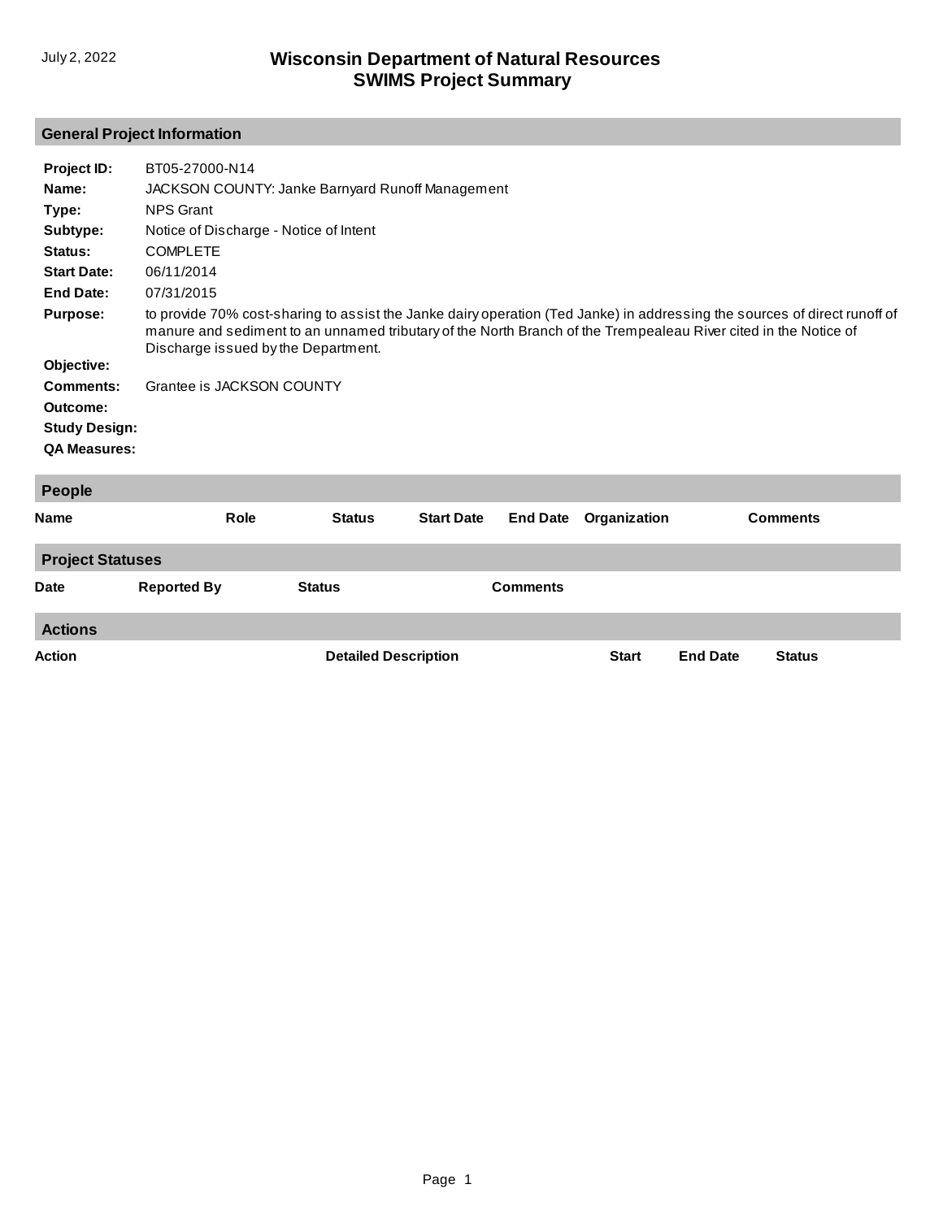# Wisconsin Department of Natural Resources
# SWIMS Project Summary

July 2, 2022

## General Project Information

**Project ID:** BT05-27000-N14

**Name:** JACKSON COUNTY: Janke Barnyard Runoff Management

**Type:** NPS Grant

**Subtype:** Notice of Discharge - Notice of Intent

**Status:** COMPLETE

**Start Date:** 06/11/2014

**End Date:** 07/31/2015

**Purpose:** to provide 70% cost-sharing to assist the Janke dairy operation (Ted Janke) in addressing the sources of direct runoff of manure and sediment to an unnamed tributary of the North Branch of the Trempealeau River cited in the Notice of Discharge issued by the Department.

**Objective:**

**Comments:** Grantee is JACKSON COUNTY

**Outcome:**

**Study Design:**

**QA Measures:**

## People

| Name | Role | Status | Start Date | End Date | Organization | Comments |
| --- | --- | --- | --- | --- | --- | --- |

## Project Statuses

| Date | Reported By | Status | Comments |
| --- | --- | --- | --- |

## Actions

| Action | Detailed Description | Start | End Date | Status |
| --- | --- | --- | --- | --- |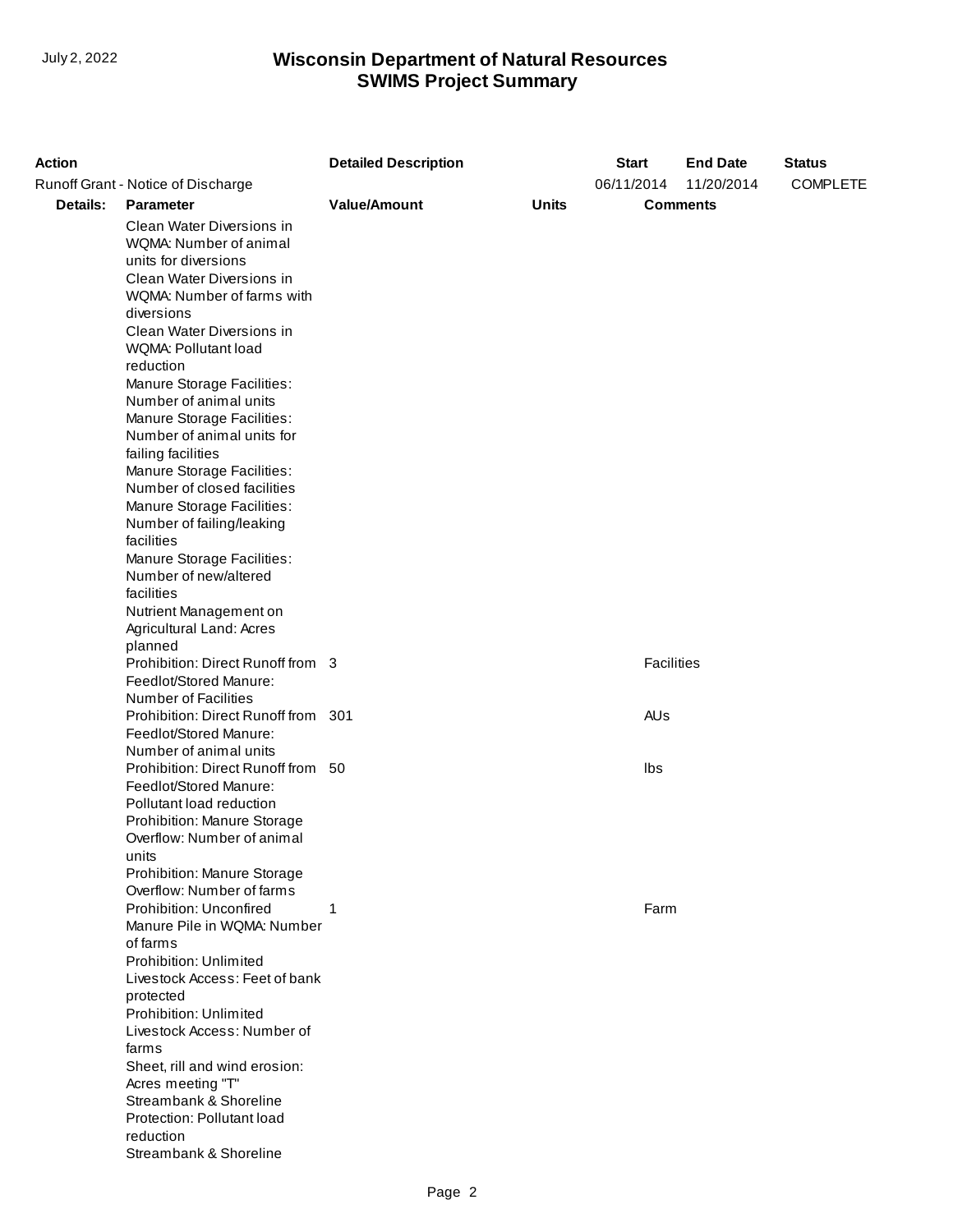# Wisconsin Department of Natural Resources
## SWIMS Project Summary

| Action | | Detailed Description | | Start | End Date | Status |
|---|---|---|---|---|---|---|
| Runoff Grant - Notice of Discharge | | | | 06/11/2014 | 11/20/2014 | COMPLETE |

| Details: | Parameter | Value/Amount | Units | Comments |
|---|---|---|---|---|
| | Clean Water Diversions in WQMA: Number of animal units for diversions | | | |
| | Clean Water Diversions in WQMA: Number of farms with diversions | | | |
| | Clean Water Diversions in WQMA: Pollutant load reduction | | | |
| | Manure Storage Facilities: Number of animal units | | | |
| | Manure Storage Facilities: Number of animal units for failing facilities | | | |
| | Manure Storage Facilities: Number of closed facilities | | | |
| | Manure Storage Facilities: Number of failing/leaking facilities | | | |
| | Manure Storage Facilities: Number of new/altered facilities | | | |
| | Nutrient Management on Agricultural Land: Acres planned | | | |
| | Prohibition: Direct Runoff from Feedlot/Stored Manure: Number of Facilities | 3 | | Facilities |
| | Prohibition: Direct Runoff from Feedlot/Stored Manure: Number of animal units | 301 | | AUs |
| | Prohibition: Direct Runoff from Feedlot/Stored Manure: Pollutant load reduction | 50 | | lbs |
| | Prohibition: Manure Storage Overflow: Number of animal units | | | |
| | Prohibition: Manure Storage Overflow: Number of farms | | | |
| | Prohibition: Unconfired Manure Pile in WQMA: Number of farms | 1 | | Farm |
| | Prohibition: Unlimited Livestock Access: Feet of bank protected | | | |
| | Prohibition: Unlimited Livestock Access: Number of farms | | | |
| | Sheet, rill and wind erosion: Acres meeting "T" | | | |
| | Streambank & Shoreline Protection: Pollutant load reduction | | | |
| | Streambank & Shoreline | | | |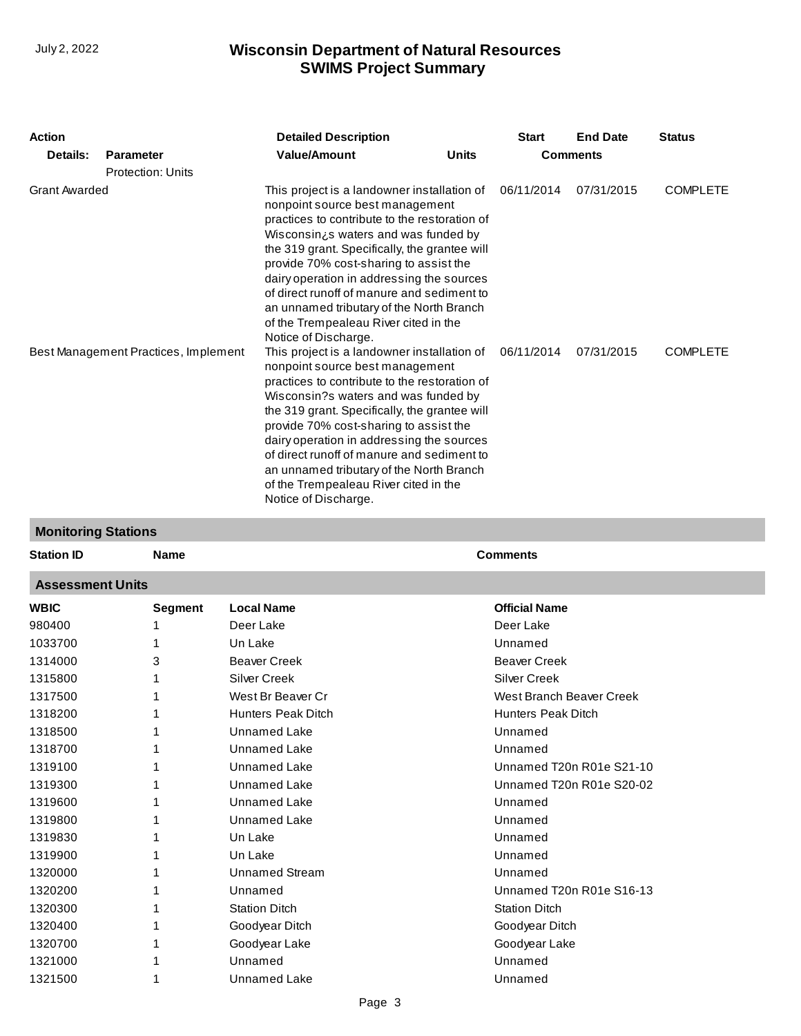| Action | | Detailed Description | | Start | End Date | Status |
|---|---|---|---|---|---|---|
| Details: | Parameter | Value/Amount | Units | Comments | | |
| | Protection: Units | | | | | |
| Grant Awarded | | This project is a landowner installation of nonpoint source best management practices to contribute to the restoration of Wisconsin¿s waters and was funded by the 319 grant. Specifically, the grantee will provide 70% cost-sharing to assist the dairy operation in addressing the sources of direct runoff of manure and sediment to an unnamed tributary of the North Branch of the Trempealeau River cited in the Notice of Discharge. | | 06/11/2014 | 07/31/2015 | COMPLETE |
| Best Management Practices, Implement | | This project is a landowner installation of nonpoint source best management practices to contribute to the restoration of Wisconsin?s waters and was funded by the 319 grant. Specifically, the grantee will provide 70% cost-sharing to assist the dairy operation in addressing the sources of direct runoff of manure and sediment to an unnamed tributary of the North Branch of the Trempealeau River cited in the Notice of Discharge. | | 06/11/2014 | 07/31/2015 | COMPLETE |

## Monitoring Stations

| Station ID | Name | Comments |
|---|---|---|

## Assessment Units

| WBIC | Segment | Local Name | Official Name |
|---|---|---|---|
| 980400 | 1 | Deer Lake | Deer Lake |
| 1033700 | 1 | Un Lake | Unnamed |
| 1314000 | 3 | Beaver Creek | Beaver Creek |
| 1315800 | 1 | Silver Creek | Silver Creek |
| 1317500 | 1 | West Br Beaver Cr | West Branch Beaver Creek |
| 1318200 | 1 | Hunters Peak Ditch | Hunters Peak Ditch |
| 1318500 | 1 | Unnamed Lake | Unnamed |
| 1318700 | 1 | Unnamed Lake | Unnamed |
| 1319100 | 1 | Unnamed Lake | Unnamed T20n R01e S21-10 |
| 1319300 | 1 | Unnamed Lake | Unnamed T20n R01e S20-02 |
| 1319600 | 1 | Unnamed Lake | Unnamed |
| 1319800 | 1 | Unnamed Lake | Unnamed |
| 1319830 | 1 | Un Lake | Unnamed |
| 1319900 | 1 | Un Lake | Unnamed |
| 1320000 | 1 | Unnamed Stream | Unnamed |
| 1320200 | 1 | Unnamed | Unnamed T20n R01e S16-13 |
| 1320300 | 1 | Station Ditch | Station Ditch |
| 1320400 | 1 | Goodyear Ditch | Goodyear Ditch |
| 1320700 | 1 | Goodyear Lake | Goodyear Lake |
| 1321000 | 1 | Unnamed | Unnamed |
| 1321500 | 1 | Unnamed Lake | Unnamed |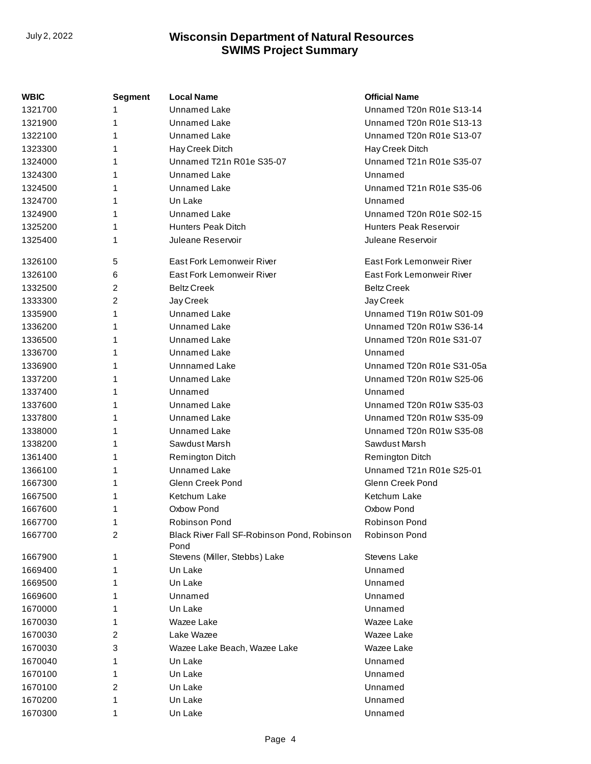| WBIC | Segment | Local Name | Official Name |
|---|---|---|---|
| 1321700 | 1 | Unnamed Lake | Unnamed T20n R01e S13-14 |
| 1321900 | 1 | Unnamed Lake | Unnamed T20n R01e S13-13 |
| 1322100 | 1 | Unnamed Lake | Unnamed T20n R01e S13-07 |
| 1323300 | 1 | Hay Creek Ditch | Hay Creek Ditch |
| 1324000 | 1 | Unnamed T21n R01e S35-07 | Unnamed T21n R01e S35-07 |
| 1324300 | 1 | Unnamed Lake | Unnamed |
| 1324500 | 1 | Unnamed Lake | Unnamed T21n R01e S35-06 |
| 1324700 | 1 | Un Lake | Unnamed |
| 1324900 | 1 | Unnamed Lake | Unnamed T20n R01e S02-15 |
| 1325200 | 1 | Hunters Peak Ditch | Hunters Peak Reservoir |
| 1325400 | 1 | Juleane Reservoir | Juleane Reservoir |
| 1326100 | 5 | East Fork Lemonweir River | East Fork Lemonweir River |
| 1326100 | 6 | East Fork Lemonweir River | East Fork Lemonweir River |
| 1332500 | 2 | Beltz Creek | Beltz Creek |
| 1333300 | 2 | Jay Creek | Jay Creek |
| 1335900 | 1 | Unnamed Lake | Unnamed T19n R01w S01-09 |
| 1336200 | 1 | Unnamed Lake | Unnamed T20n R01w S36-14 |
| 1336500 | 1 | Unnamed Lake | Unnamed T20n R01e S31-07 |
| 1336700 | 1 | Unnamed Lake | Unnamed |
| 1336900 | 1 | Unnnamed Lake | Unnamed T20n R01e S31-05a |
| 1337200 | 1 | Unnamed Lake | Unnamed T20n R01w S25-06 |
| 1337400 | 1 | Unnamed | Unnamed |
| 1337600 | 1 | Unnamed Lake | Unnamed T20n R01w S35-03 |
| 1337800 | 1 | Unnamed Lake | Unnamed T20n R01w S35-09 |
| 1338000 | 1 | Unnamed Lake | Unnamed T20n R01w S35-08 |
| 1338200 | 1 | Sawdust Marsh | Sawdust Marsh |
| 1361400 | 1 | Remington Ditch | Remington Ditch |
| 1366100 | 1 | Unnamed Lake | Unnamed T21n R01e S25-01 |
| 1667300 | 1 | Glenn Creek Pond | Glenn Creek Pond |
| 1667500 | 1 | Ketchum Lake | Ketchum Lake |
| 1667600 | 1 | Oxbow Pond | Oxbow Pond |
| 1667700 | 1 | Robinson Pond | Robinson Pond |
| 1667700 | 2 | Black River Fall SF-Robinson Pond, Robinson Pond | Robinson Pond |
| 1667900 | 1 | Stevens (Miller, Stebbs) Lake | Stevens Lake |
| 1669400 | 1 | Un Lake | Unnamed |
| 1669500 | 1 | Un Lake | Unnamed |
| 1669600 | 1 | Unnamed | Unnamed |
| 1670000 | 1 | Un Lake | Unnamed |
| 1670030 | 1 | Wazee Lake | Wazee Lake |
| 1670030 | 2 | Lake Wazee | Wazee Lake |
| 1670030 | 3 | Wazee Lake Beach, Wazee Lake | Wazee Lake |
| 1670040 | 1 | Un Lake | Unnamed |
| 1670100 | 1 | Un Lake | Unnamed |
| 1670100 | 2 | Un Lake | Unnamed |
| 1670200 | 1 | Un Lake | Unnamed |
| 1670300 | 1 | Un Lake | Unnamed |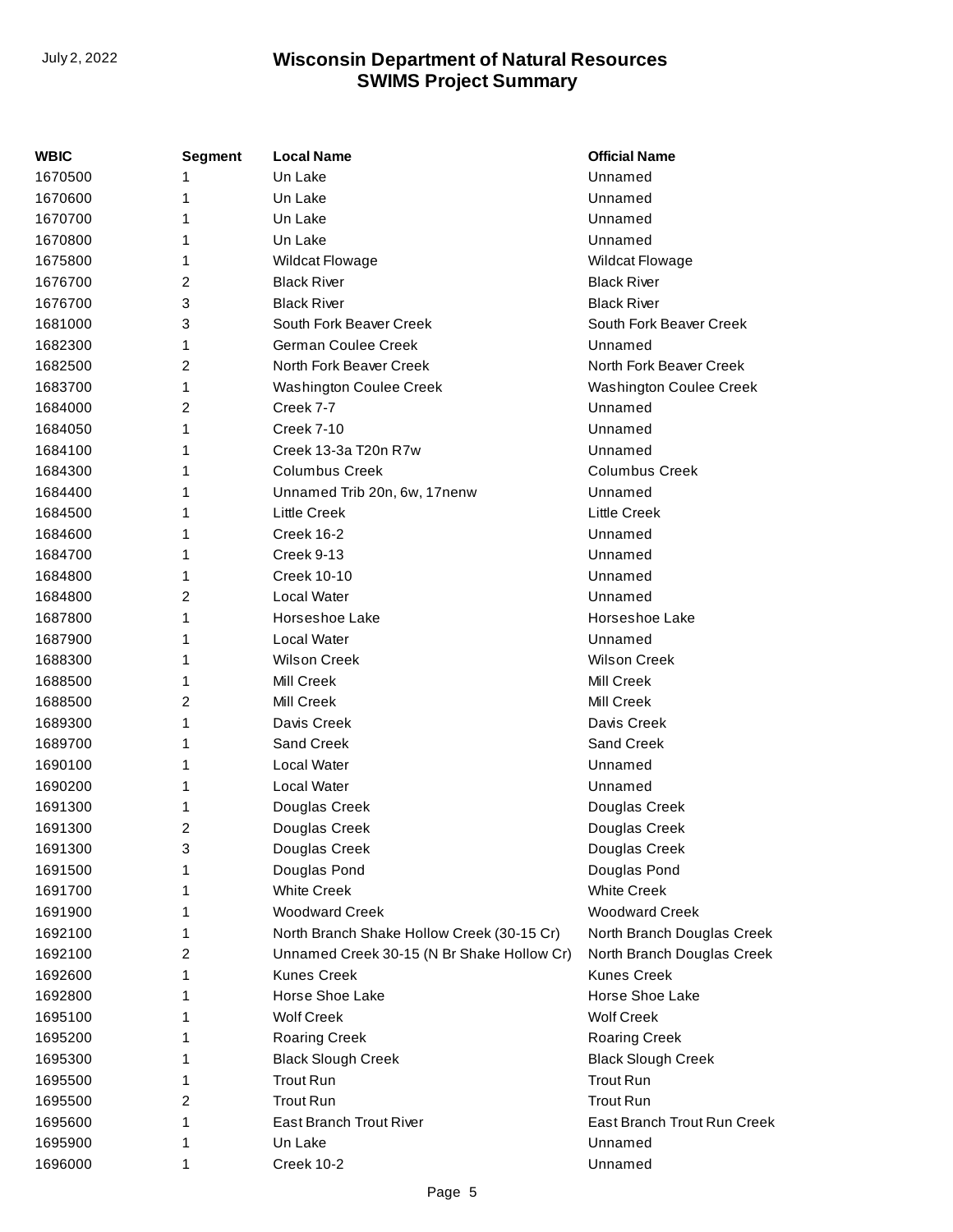| WBIC | Segment | Local Name | Official Name |
|---|---|---|---|
| 1670500 | 1 | Un Lake | Unnamed |
| 1670600 | 1 | Un Lake | Unnamed |
| 1670700 | 1 | Un Lake | Unnamed |
| 1670800 | 1 | Un Lake | Unnamed |
| 1675800 | 1 | Wildcat Flowage | Wildcat Flowage |
| 1676700 | 2 | Black River | Black River |
| 1676700 | 3 | Black River | Black River |
| 1681000 | 3 | South Fork Beaver Creek | South Fork Beaver Creek |
| 1682300 | 1 | German Coulee Creek | Unnamed |
| 1682500 | 2 | North Fork Beaver Creek | North Fork Beaver Creek |
| 1683700 | 1 | Washington Coulee Creek | Washington Coulee Creek |
| 1684000 | 2 | Creek 7-7 | Unnamed |
| 1684050 | 1 | Creek 7-10 | Unnamed |
| 1684100 | 1 | Creek 13-3a T20n R7w | Unnamed |
| 1684300 | 1 | Columbus Creek | Columbus Creek |
| 1684400 | 1 | Unnamed Trib 20n, 6w, 17nenw | Unnamed |
| 1684500 | 1 | Little Creek | Little Creek |
| 1684600 | 1 | Creek 16-2 | Unnamed |
| 1684700 | 1 | Creek 9-13 | Unnamed |
| 1684800 | 1 | Creek 10-10 | Unnamed |
| 1684800 | 2 | Local Water | Unnamed |
| 1687800 | 1 | Horseshoe Lake | Horseshoe Lake |
| 1687900 | 1 | Local Water | Unnamed |
| 1688300 | 1 | Wilson Creek | Wilson Creek |
| 1688500 | 1 | Mill Creek | Mill Creek |
| 1688500 | 2 | Mill Creek | Mill Creek |
| 1689300 | 1 | Davis Creek | Davis Creek |
| 1689700 | 1 | Sand Creek | Sand Creek |
| 1690100 | 1 | Local Water | Unnamed |
| 1690200 | 1 | Local Water | Unnamed |
| 1691300 | 1 | Douglas Creek | Douglas Creek |
| 1691300 | 2 | Douglas Creek | Douglas Creek |
| 1691300 | 3 | Douglas Creek | Douglas Creek |
| 1691500 | 1 | Douglas Pond | Douglas Pond |
| 1691700 | 1 | White Creek | White Creek |
| 1691900 | 1 | Woodward Creek | Woodward Creek |
| 1692100 | 1 | North Branch Shake Hollow Creek (30-15 Cr) | North Branch Douglas Creek |
| 1692100 | 2 | Unnamed Creek 30-15 (N Br Shake Hollow Cr) | North Branch Douglas Creek |
| 1692600 | 1 | Kunes Creek | Kunes Creek |
| 1692800 | 1 | Horse Shoe Lake | Horse Shoe Lake |
| 1695100 | 1 | Wolf Creek | Wolf Creek |
| 1695200 | 1 | Roaring Creek | Roaring Creek |
| 1695300 | 1 | Black Slough Creek | Black Slough Creek |
| 1695500 | 1 | Trout Run | Trout Run |
| 1695500 | 2 | Trout Run | Trout Run |
| 1695600 | 1 | East Branch Trout River | East Branch Trout Run Creek |
| 1695900 | 1 | Un Lake | Unnamed |
| 1696000 | 1 | Creek 10-2 | Unnamed |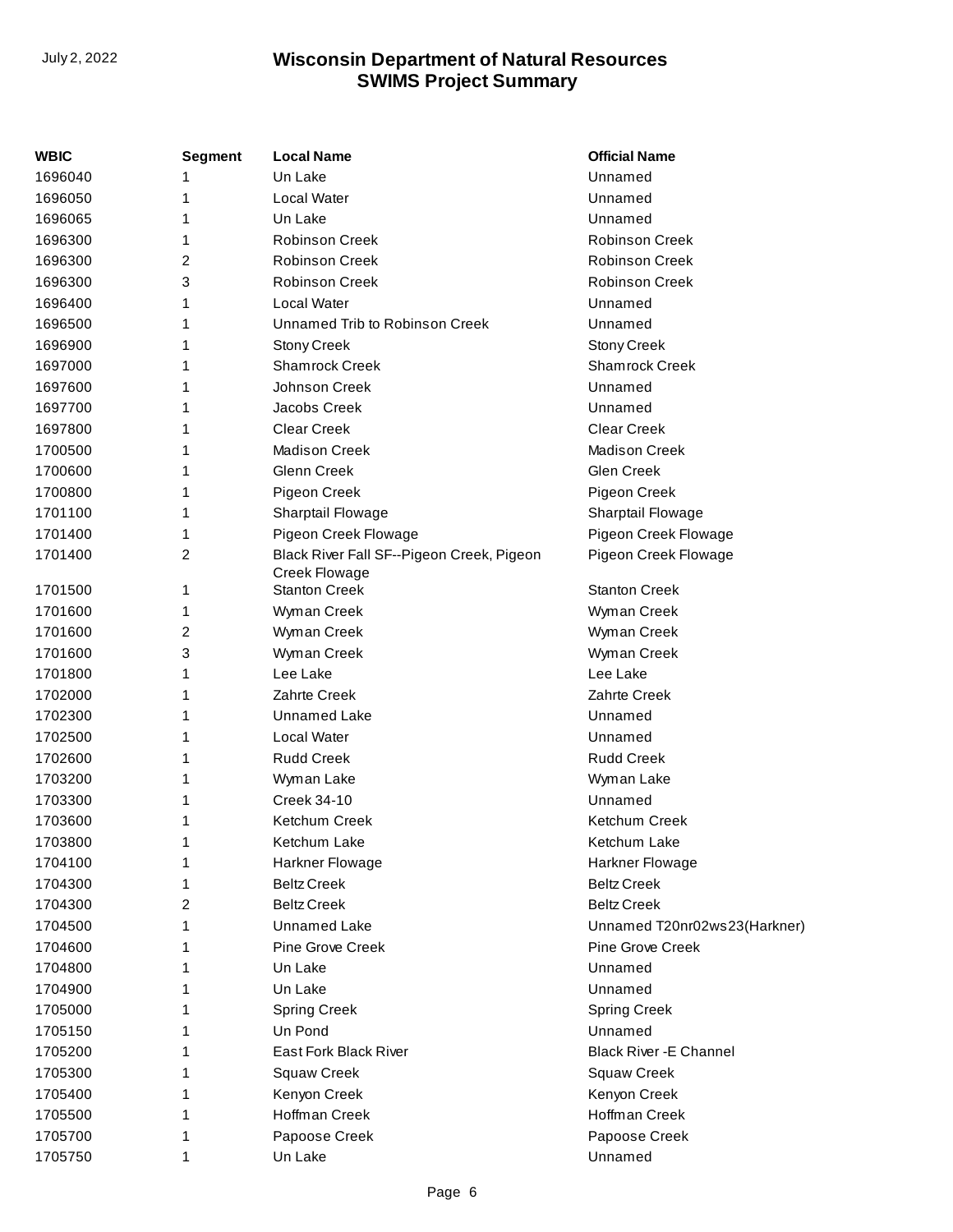| WBIC | Segment | Local Name | Official Name |
|---|---|---|---|
| 1696040 | 1 | Un Lake | Unnamed |
| 1696050 | 1 | Local Water | Unnamed |
| 1696065 | 1 | Un Lake | Unnamed |
| 1696300 | 1 | Robinson Creek | Robinson Creek |
| 1696300 | 2 | Robinson Creek | Robinson Creek |
| 1696300 | 3 | Robinson Creek | Robinson Creek |
| 1696400 | 1 | Local Water | Unnamed |
| 1696500 | 1 | Unnamed Trib to Robinson Creek | Unnamed |
| 1696900 | 1 | Stony Creek | Stony Creek |
| 1697000 | 1 | Shamrock Creek | Shamrock Creek |
| 1697600 | 1 | Johnson Creek | Unnamed |
| 1697700 | 1 | Jacobs Creek | Unnamed |
| 1697800 | 1 | Clear Creek | Clear Creek |
| 1700500 | 1 | Madison Creek | Madison Creek |
| 1700600 | 1 | Glenn Creek | Glen Creek |
| 1700800 | 1 | Pigeon Creek | Pigeon Creek |
| 1701100 | 1 | Sharptail Flowage | Sharptail Flowage |
| 1701400 | 1 | Pigeon Creek Flowage | Pigeon Creek Flowage |
| 1701400 | 2 | Black River Fall SF--Pigeon Creek, Pigeon Creek Flowage | Pigeon Creek Flowage |
| 1701500 | 1 | Stanton Creek | Stanton Creek |
| 1701600 | 1 | Wyman Creek | Wyman Creek |
| 1701600 | 2 | Wyman Creek | Wyman Creek |
| 1701600 | 3 | Wyman Creek | Wyman Creek |
| 1701800 | 1 | Lee Lake | Lee Lake |
| 1702000 | 1 | Zahrte Creek | Zahrte Creek |
| 1702300 | 1 | Unnamed Lake | Unnamed |
| 1702500 | 1 | Local Water | Unnamed |
| 1702600 | 1 | Rudd Creek | Rudd Creek |
| 1703200 | 1 | Wyman Lake | Wyman Lake |
| 1703300 | 1 | Creek 34-10 | Unnamed |
| 1703600 | 1 | Ketchum Creek | Ketchum Creek |
| 1703800 | 1 | Ketchum Lake | Ketchum Lake |
| 1704100 | 1 | Harkner Flowage | Harkner Flowage |
| 1704300 | 1 | Beltz Creek | Beltz Creek |
| 1704300 | 2 | Beltz Creek | Beltz Creek |
| 1704500 | 1 | Unnamed Lake | Unnamed T20nr02ws23(Harkner) |
| 1704600 | 1 | Pine Grove Creek | Pine Grove Creek |
| 1704800 | 1 | Un Lake | Unnamed |
| 1704900 | 1 | Un Lake | Unnamed |
| 1705000 | 1 | Spring Creek | Spring Creek |
| 1705150 | 1 | Un Pond | Unnamed |
| 1705200 | 1 | East Fork Black River | Black River -E Channel |
| 1705300 | 1 | Squaw Creek | Squaw Creek |
| 1705400 | 1 | Kenyon Creek | Kenyon Creek |
| 1705500 | 1 | Hoffman Creek | Hoffman Creek |
| 1705700 | 1 | Papoose Creek | Papoose Creek |
| 1705750 | 1 | Un Lake | Unnamed |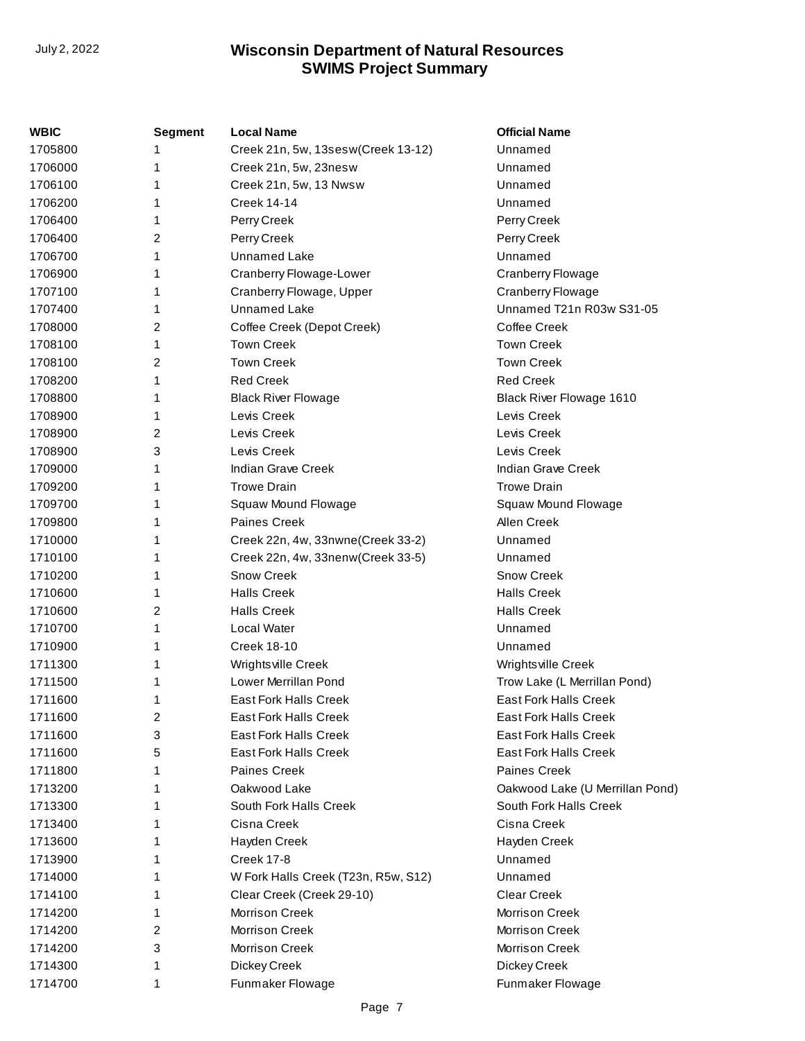| WBIC | Segment | Local Name | Official Name |
|---|---|---|---|
| 1705800 | 1 | Creek 21n, 5w, 13sesw(Creek 13-12) | Unnamed |
| 1706000 | 1 | Creek 21n, 5w, 23nesw | Unnamed |
| 1706100 | 1 | Creek 21n, 5w, 13 Nwsw | Unnamed |
| 1706200 | 1 | Creek 14-14 | Unnamed |
| 1706400 | 1 | Perry Creek | Perry Creek |
| 1706400 | 2 | Perry Creek | Perry Creek |
| 1706700 | 1 | Unnamed Lake | Unnamed |
| 1706900 | 1 | Cranberry Flowage-Lower | Cranberry Flowage |
| 1707100 | 1 | Cranberry Flowage, Upper | Cranberry Flowage |
| 1707400 | 1 | Unnamed Lake | Unnamed T21n R03w S31-05 |
| 1708000 | 2 | Coffee Creek (Depot Creek) | Coffee Creek |
| 1708100 | 1 | Town Creek | Town Creek |
| 1708100 | 2 | Town Creek | Town Creek |
| 1708200 | 1 | Red Creek | Red Creek |
| 1708800 | 1 | Black River Flowage | Black River Flowage 1610 |
| 1708900 | 1 | Levis Creek | Levis Creek |
| 1708900 | 2 | Levis Creek | Levis Creek |
| 1708900 | 3 | Levis Creek | Levis Creek |
| 1709000 | 1 | Indian Grave Creek | Indian Grave Creek |
| 1709200 | 1 | Trowe Drain | Trowe Drain |
| 1709700 | 1 | Squaw Mound Flowage | Squaw Mound Flowage |
| 1709800 | 1 | Paines Creek | Allen Creek |
| 1710000 | 1 | Creek 22n, 4w, 33nwne(Creek 33-2) | Unnamed |
| 1710100 | 1 | Creek 22n, 4w, 33nenw(Creek 33-5) | Unnamed |
| 1710200 | 1 | Snow Creek | Snow Creek |
| 1710600 | 1 | Halls Creek | Halls Creek |
| 1710600 | 2 | Halls Creek | Halls Creek |
| 1710700 | 1 | Local Water | Unnamed |
| 1710900 | 1 | Creek 18-10 | Unnamed |
| 1711300 | 1 | Wrightsville Creek | Wrightsville Creek |
| 1711500 | 1 | Lower Merrillan Pond | Trow Lake (L Merrillan Pond) |
| 1711600 | 1 | East Fork Halls Creek | East Fork Halls Creek |
| 1711600 | 2 | East Fork Halls Creek | East Fork Halls Creek |
| 1711600 | 3 | East Fork Halls Creek | East Fork Halls Creek |
| 1711600 | 5 | East Fork Halls Creek | East Fork Halls Creek |
| 1711800 | 1 | Paines Creek | Paines Creek |
| 1713200 | 1 | Oakwood Lake | Oakwood Lake (U Merrillan Pond) |
| 1713300 | 1 | South Fork Halls Creek | South Fork Halls Creek |
| 1713400 | 1 | Cisna Creek | Cisna Creek |
| 1713600 | 1 | Hayden Creek | Hayden Creek |
| 1713900 | 1 | Creek 17-8 | Unnamed |
| 1714000 | 1 | W Fork Halls Creek (T23n, R5w, S12) | Unnamed |
| 1714100 | 1 | Clear Creek (Creek 29-10) | Clear Creek |
| 1714200 | 1 | Morrison Creek | Morrison Creek |
| 1714200 | 2 | Morrison Creek | Morrison Creek |
| 1714200 | 3 | Morrison Creek | Morrison Creek |
| 1714300 | 1 | Dickey Creek | Dickey Creek |
| 1714700 | 1 | Funmaker Flowage | Funmaker Flowage |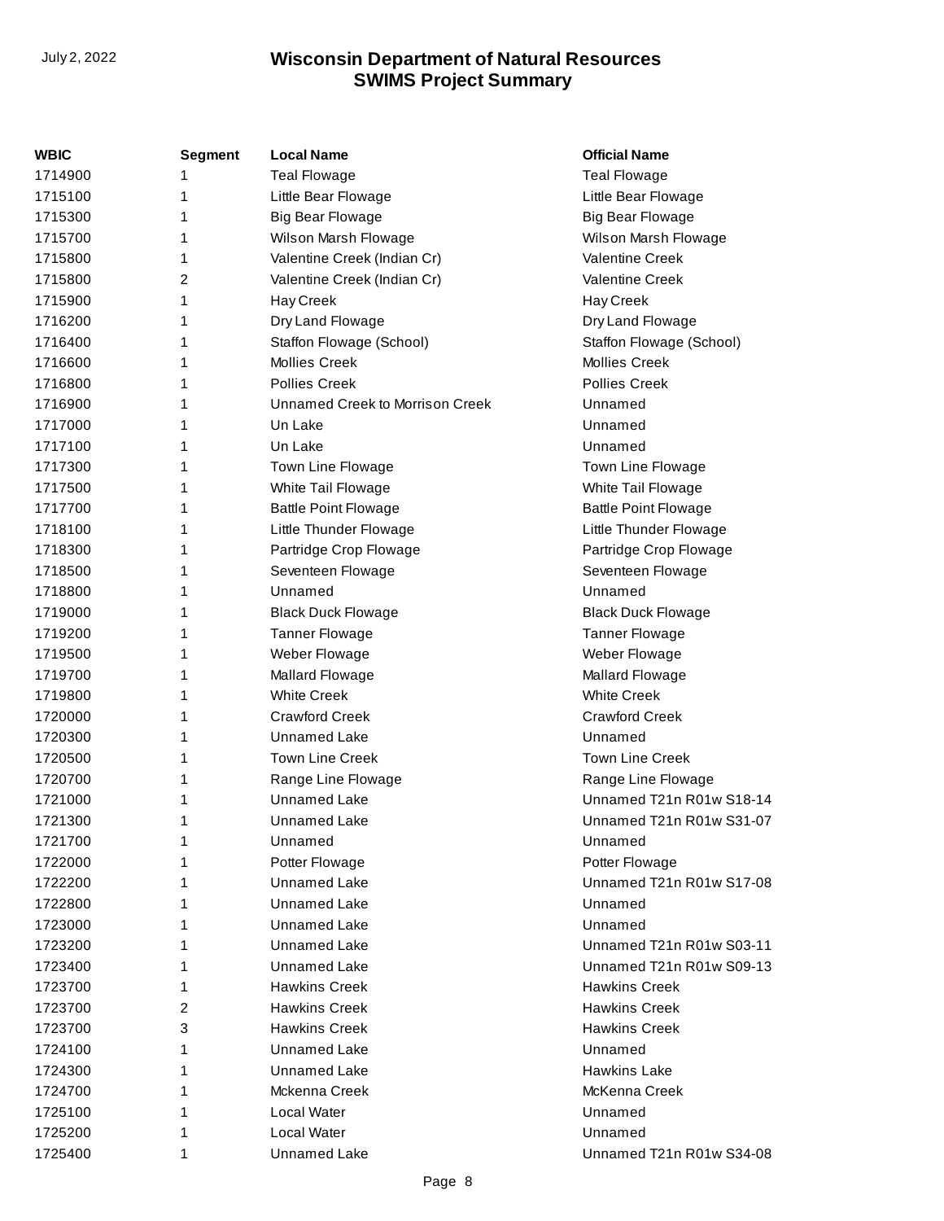| WBIC | Segment | Local Name | Official Name |
| --- | --- | --- | --- |
| 1714900 | 1 | Teal Flowage | Teal Flowage |
| 1715100 | 1 | Little Bear Flowage | Little Bear Flowage |
| 1715300 | 1 | Big Bear Flowage | Big Bear Flowage |
| 1715700 | 1 | Wilson Marsh Flowage | Wilson Marsh Flowage |
| 1715800 | 1 | Valentine Creek (Indian Cr) | Valentine Creek |
| 1715800 | 2 | Valentine Creek (Indian Cr) | Valentine Creek |
| 1715900 | 1 | Hay Creek | Hay Creek |
| 1716200 | 1 | Dry Land Flowage | Dry Land Flowage |
| 1716400 | 1 | Staffon Flowage (School) | Staffon Flowage (School) |
| 1716600 | 1 | Mollies Creek | Mollies Creek |
| 1716800 | 1 | Pollies Creek | Pollies Creek |
| 1716900 | 1 | Unnamed Creek to Morrison Creek | Unnamed |
| 1717000 | 1 | Un Lake | Unnamed |
| 1717100 | 1 | Un Lake | Unnamed |
| 1717300 | 1 | Town Line Flowage | Town Line Flowage |
| 1717500 | 1 | White Tail Flowage | White Tail Flowage |
| 1717700 | 1 | Battle Point Flowage | Battle Point Flowage |
| 1718100 | 1 | Little Thunder Flowage | Little Thunder Flowage |
| 1718300 | 1 | Partridge Crop Flowage | Partridge Crop Flowage |
| 1718500 | 1 | Seventeen Flowage | Seventeen Flowage |
| 1718800 | 1 | Unnamed | Unnamed |
| 1719000 | 1 | Black Duck Flowage | Black Duck Flowage |
| 1719200 | 1 | Tanner Flowage | Tanner Flowage |
| 1719500 | 1 | Weber Flowage | Weber Flowage |
| 1719700 | 1 | Mallard Flowage | Mallard Flowage |
| 1719800 | 1 | White Creek | White Creek |
| 1720000 | 1 | Crawford Creek | Crawford Creek |
| 1720300 | 1 | Unnamed Lake | Unnamed |
| 1720500 | 1 | Town Line Creek | Town Line Creek |
| 1720700 | 1 | Range Line Flowage | Range Line Flowage |
| 1721000 | 1 | Unnamed Lake | Unnamed T21n R01w S18-14 |
| 1721300 | 1 | Unnamed Lake | Unnamed T21n R01w S31-07 |
| 1721700 | 1 | Unnamed | Unnamed |
| 1722000 | 1 | Potter Flowage | Potter Flowage |
| 1722200 | 1 | Unnamed Lake | Unnamed T21n R01w S17-08 |
| 1722800 | 1 | Unnamed Lake | Unnamed |
| 1723000 | 1 | Unnamed Lake | Unnamed |
| 1723200 | 1 | Unnamed Lake | Unnamed T21n R01w S03-11 |
| 1723400 | 1 | Unnamed Lake | Unnamed T21n R01w S09-13 |
| 1723700 | 1 | Hawkins Creek | Hawkins Creek |
| 1723700 | 2 | Hawkins Creek | Hawkins Creek |
| 1723700 | 3 | Hawkins Creek | Hawkins Creek |
| 1724100 | 1 | Unnamed Lake | Unnamed |
| 1724300 | 1 | Unnamed Lake | Hawkins Lake |
| 1724700 | 1 | Mckenna Creek | McKenna Creek |
| 1725100 | 1 | Local Water | Unnamed |
| 1725200 | 1 | Local Water | Unnamed |
| 1725400 | 1 | Unnamed Lake | Unnamed T21n R01w S34-08 |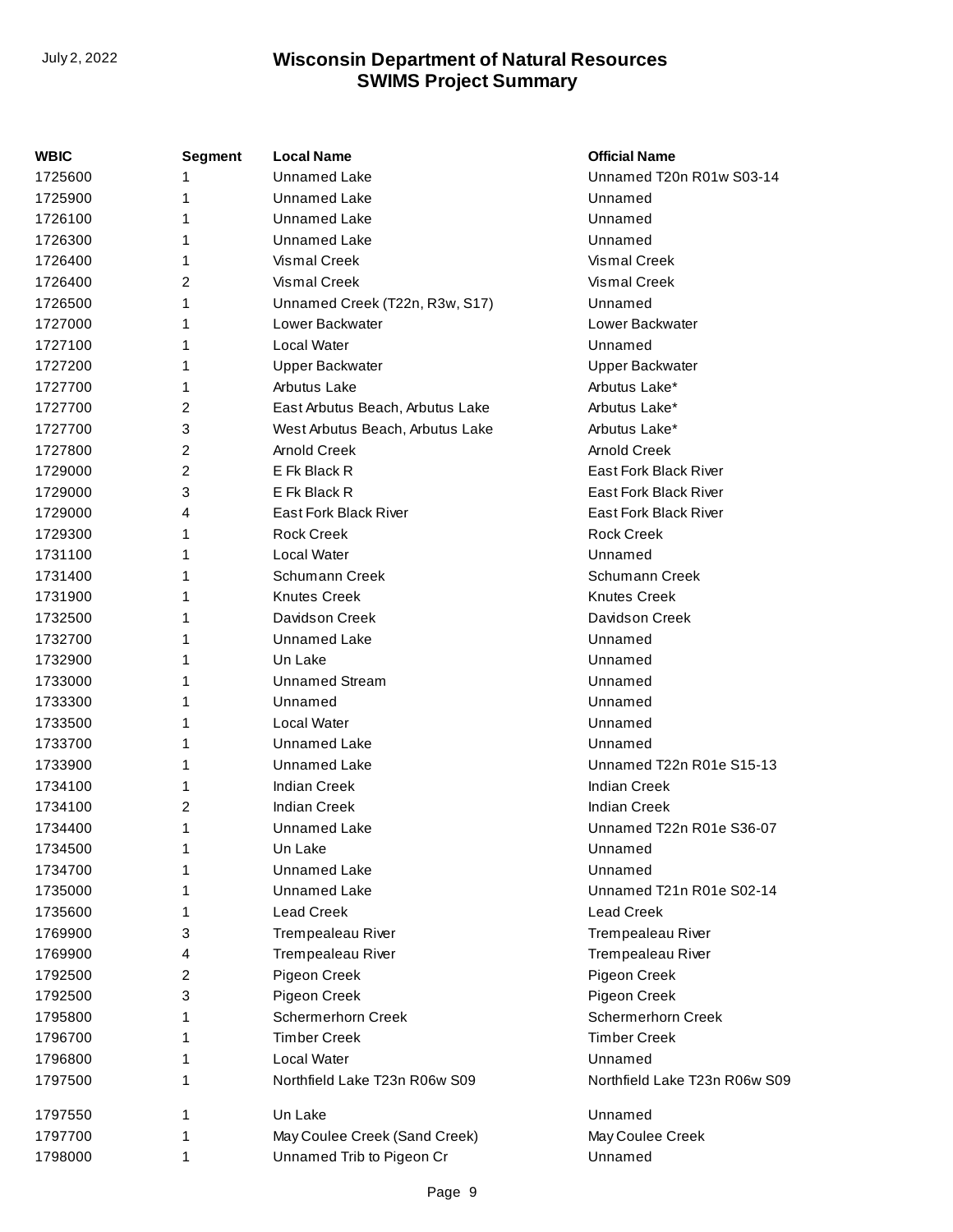| WBIC | Segment | Local Name | Official Name |
|---|---|---|---|
| 1725600 | 1 | Unnamed Lake | Unnamed T20n R01w S03-14 |
| 1725900 | 1 | Unnamed Lake | Unnamed |
| 1726100 | 1 | Unnamed Lake | Unnamed |
| 1726300 | 1 | Unnamed Lake | Unnamed |
| 1726400 | 1 | Vismal Creek | Vismal Creek |
| 1726400 | 2 | Vismal Creek | Vismal Creek |
| 1726500 | 1 | Unnamed Creek (T22n, R3w, S17) | Unnamed |
| 1727000 | 1 | Lower Backwater | Lower Backwater |
| 1727100 | 1 | Local Water | Unnamed |
| 1727200 | 1 | Upper Backwater | Upper Backwater |
| 1727700 | 1 | Arbutus Lake | Arbutus Lake* |
| 1727700 | 2 | East Arbutus Beach, Arbutus Lake | Arbutus Lake* |
| 1727700 | 3 | West Arbutus Beach, Arbutus Lake | Arbutus Lake* |
| 1727800 | 2 | Arnold Creek | Arnold Creek |
| 1729000 | 2 | E Fk Black R | East Fork Black River |
| 1729000 | 3 | E Fk Black R | East Fork Black River |
| 1729000 | 4 | East Fork Black River | East Fork Black River |
| 1729300 | 1 | Rock Creek | Rock Creek |
| 1731100 | 1 | Local Water | Unnamed |
| 1731400 | 1 | Schumann Creek | Schumann Creek |
| 1731900 | 1 | Knutes Creek | Knutes Creek |
| 1732500 | 1 | Davidson Creek | Davidson Creek |
| 1732700 | 1 | Unnamed Lake | Unnamed |
| 1732900 | 1 | Un Lake | Unnamed |
| 1733000 | 1 | Unnamed Stream | Unnamed |
| 1733300 | 1 | Unnamed | Unnamed |
| 1733500 | 1 | Local Water | Unnamed |
| 1733700 | 1 | Unnamed Lake | Unnamed |
| 1733900 | 1 | Unnamed Lake | Unnamed T22n R01e S15-13 |
| 1734100 | 1 | Indian Creek | Indian Creek |
| 1734100 | 2 | Indian Creek | Indian Creek |
| 1734400 | 1 | Unnamed Lake | Unnamed T22n R01e S36-07 |
| 1734500 | 1 | Un Lake | Unnamed |
| 1734700 | 1 | Unnamed Lake | Unnamed |
| 1735000 | 1 | Unnamed Lake | Unnamed T21n R01e S02-14 |
| 1735600 | 1 | Lead Creek | Lead Creek |
| 1769900 | 3 | Trempealeau River | Trempealeau River |
| 1769900 | 4 | Trempealeau River | Trempealeau River |
| 1792500 | 2 | Pigeon Creek | Pigeon Creek |
| 1792500 | 3 | Pigeon Creek | Pigeon Creek |
| 1795800 | 1 | Schermerhorn Creek | Schermerhorn Creek |
| 1796700 | 1 | Timber Creek | Timber Creek |
| 1796800 | 1 | Local Water | Unnamed |
| 1797500 | 1 | Northfield Lake T23n R06w S09 | Northfield Lake T23n R06w S09 |
| 1797550 | 1 | Un Lake | Unnamed |
| 1797700 | 1 | May Coulee Creek (Sand Creek) | May Coulee Creek |
| 1798000 | 1 | Unnamed Trib to Pigeon Cr | Unnamed |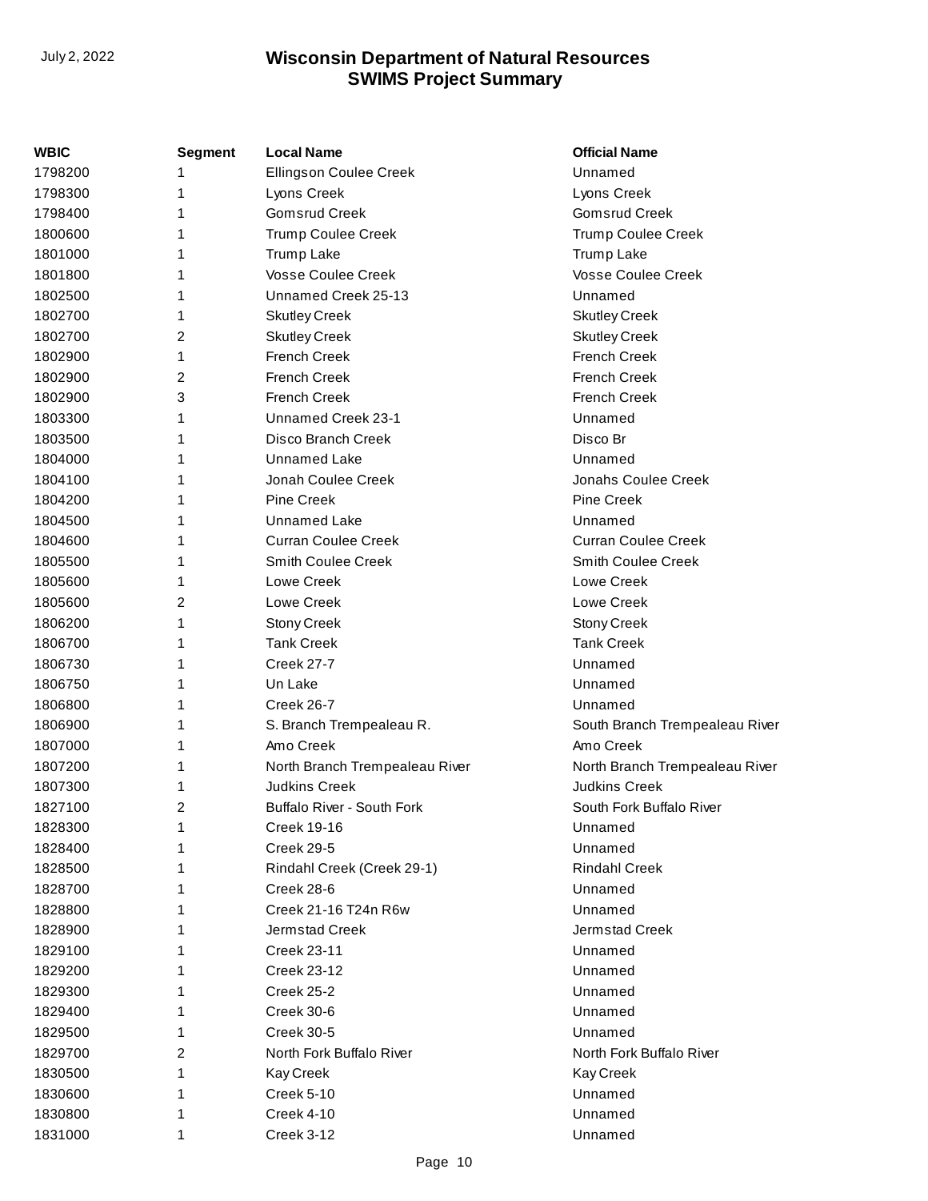| WBIC | Segment | Local Name | Official Name |
| --- | --- | --- | --- |
| 1798200 | 1 | Ellingson Coulee Creek | Unnamed |
| 1798300 | 1 | Lyons Creek | Lyons Creek |
| 1798400 | 1 | Gomsrud Creek | Gomsrud Creek |
| 1800600 | 1 | Trump Coulee Creek | Trump Coulee Creek |
| 1801000 | 1 | Trump Lake | Trump Lake |
| 1801800 | 1 | Vosse Coulee Creek | Vosse Coulee Creek |
| 1802500 | 1 | Unnamed Creek 25-13 | Unnamed |
| 1802700 | 1 | Skutley Creek | Skutley Creek |
| 1802700 | 2 | Skutley Creek | Skutley Creek |
| 1802900 | 1 | French Creek | French Creek |
| 1802900 | 2 | French Creek | French Creek |
| 1802900 | 3 | French Creek | French Creek |
| 1803300 | 1 | Unnamed Creek 23-1 | Unnamed |
| 1803500 | 1 | Disco Branch Creek | Disco Br |
| 1804000 | 1 | Unnamed Lake | Unnamed |
| 1804100 | 1 | Jonah Coulee Creek | Jonahs Coulee Creek |
| 1804200 | 1 | Pine Creek | Pine Creek |
| 1804500 | 1 | Unnamed Lake | Unnamed |
| 1804600 | 1 | Curran Coulee Creek | Curran Coulee Creek |
| 1805500 | 1 | Smith Coulee Creek | Smith Coulee Creek |
| 1805600 | 1 | Lowe Creek | Lowe Creek |
| 1805600 | 2 | Lowe Creek | Lowe Creek |
| 1806200 | 1 | Stony Creek | Stony Creek |
| 1806700 | 1 | Tank Creek | Tank Creek |
| 1806730 | 1 | Creek 27-7 | Unnamed |
| 1806750 | 1 | Un Lake | Unnamed |
| 1806800 | 1 | Creek 26-7 | Unnamed |
| 1806900 | 1 | S. Branch Trempealeau R. | South Branch Trempealeau River |
| 1807000 | 1 | Amo Creek | Amo Creek |
| 1807200 | 1 | North Branch Trempealeau River | North Branch Trempealeau River |
| 1807300 | 1 | Judkins Creek | Judkins Creek |
| 1827100 | 2 | Buffalo River - South Fork | South Fork Buffalo River |
| 1828300 | 1 | Creek 19-16 | Unnamed |
| 1828400 | 1 | Creek 29-5 | Unnamed |
| 1828500 | 1 | Rindahl Creek (Creek 29-1) | Rindahl Creek |
| 1828700 | 1 | Creek 28-6 | Unnamed |
| 1828800 | 1 | Creek 21-16 T24n R6w | Unnamed |
| 1828900 | 1 | Jermstad Creek | Jermstad Creek |
| 1829100 | 1 | Creek 23-11 | Unnamed |
| 1829200 | 1 | Creek 23-12 | Unnamed |
| 1829300 | 1 | Creek 25-2 | Unnamed |
| 1829400 | 1 | Creek 30-6 | Unnamed |
| 1829500 | 1 | Creek 30-5 | Unnamed |
| 1829700 | 2 | North Fork Buffalo River | North Fork Buffalo River |
| 1830500 | 1 | Kay Creek | Kay Creek |
| 1830600 | 1 | Creek 5-10 | Unnamed |
| 1830800 | 1 | Creek 4-10 | Unnamed |
| 1831000 | 1 | Creek 3-12 | Unnamed |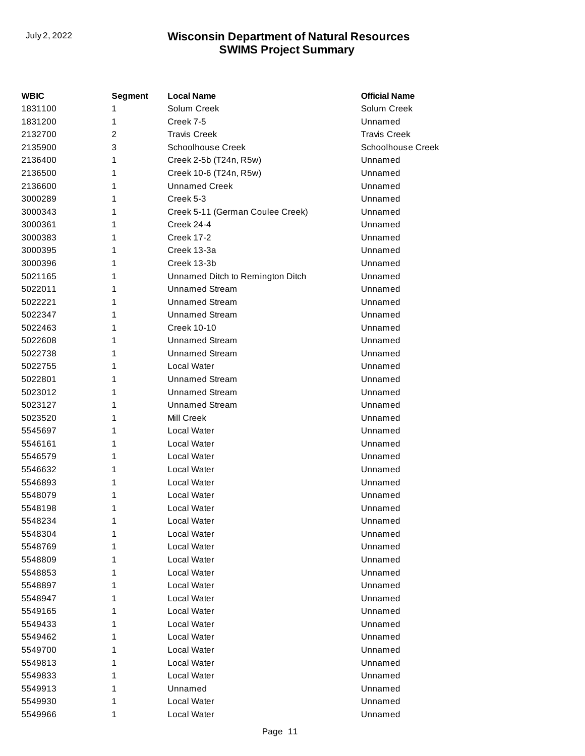| WBIC | Segment | Local Name | Official Name |
|---|---|---|---|
| 1831100 | 1 | Solum Creek | Solum Creek |
| 1831200 | 1 | Creek 7-5 | Unnamed |
| 2132700 | 2 | Travis Creek | Travis Creek |
| 2135900 | 3 | Schoolhouse Creek | Schoolhouse Creek |
| 2136400 | 1 | Creek 2-5b (T24n, R5w) | Unnamed |
| 2136500 | 1 | Creek 10-6 (T24n, R5w) | Unnamed |
| 2136600 | 1 | Unnamed Creek | Unnamed |
| 3000289 | 1 | Creek 5-3 | Unnamed |
| 3000343 | 1 | Creek 5-11 (German Coulee Creek) | Unnamed |
| 3000361 | 1 | Creek 24-4 | Unnamed |
| 3000383 | 1 | Creek 17-2 | Unnamed |
| 3000395 | 1 | Creek 13-3a | Unnamed |
| 3000396 | 1 | Creek 13-3b | Unnamed |
| 5021165 | 1 | Unnamed Ditch to Remington Ditch | Unnamed |
| 5022011 | 1 | Unnamed Stream | Unnamed |
| 5022221 | 1 | Unnamed Stream | Unnamed |
| 5022347 | 1 | Unnamed Stream | Unnamed |
| 5022463 | 1 | Creek 10-10 | Unnamed |
| 5022608 | 1 | Unnamed Stream | Unnamed |
| 5022738 | 1 | Unnamed Stream | Unnamed |
| 5022755 | 1 | Local Water | Unnamed |
| 5022801 | 1 | Unnamed Stream | Unnamed |
| 5023012 | 1 | Unnamed Stream | Unnamed |
| 5023127 | 1 | Unnamed Stream | Unnamed |
| 5023520 | 1 | Mill Creek | Unnamed |
| 5545697 | 1 | Local Water | Unnamed |
| 5546161 | 1 | Local Water | Unnamed |
| 5546579 | 1 | Local Water | Unnamed |
| 5546632 | 1 | Local Water | Unnamed |
| 5546893 | 1 | Local Water | Unnamed |
| 5548079 | 1 | Local Water | Unnamed |
| 5548198 | 1 | Local Water | Unnamed |
| 5548234 | 1 | Local Water | Unnamed |
| 5548304 | 1 | Local Water | Unnamed |
| 5548769 | 1 | Local Water | Unnamed |
| 5548809 | 1 | Local Water | Unnamed |
| 5548853 | 1 | Local Water | Unnamed |
| 5548897 | 1 | Local Water | Unnamed |
| 5548947 | 1 | Local Water | Unnamed |
| 5549165 | 1 | Local Water | Unnamed |
| 5549433 | 1 | Local Water | Unnamed |
| 5549462 | 1 | Local Water | Unnamed |
| 5549700 | 1 | Local Water | Unnamed |
| 5549813 | 1 | Local Water | Unnamed |
| 5549833 | 1 | Local Water | Unnamed |
| 5549913 | 1 | Unnamed | Unnamed |
| 5549930 | 1 | Local Water | Unnamed |
| 5549966 | 1 | Local Water | Unnamed |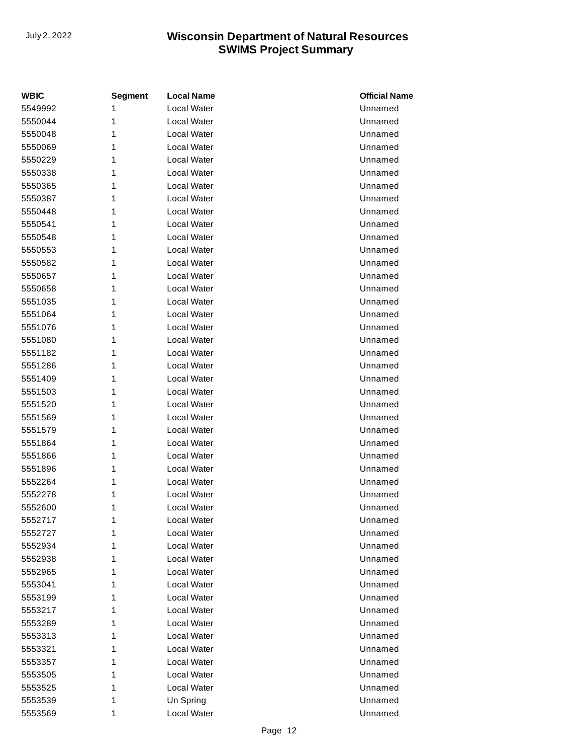| WBIC | Segment | Local Name | Official Name |
|---|---|---|---|
| 5549992 | 1 | Local Water | Unnamed |
| 5550044 | 1 | Local Water | Unnamed |
| 5550048 | 1 | Local Water | Unnamed |
| 5550069 | 1 | Local Water | Unnamed |
| 5550229 | 1 | Local Water | Unnamed |
| 5550338 | 1 | Local Water | Unnamed |
| 5550365 | 1 | Local Water | Unnamed |
| 5550387 | 1 | Local Water | Unnamed |
| 5550448 | 1 | Local Water | Unnamed |
| 5550541 | 1 | Local Water | Unnamed |
| 5550548 | 1 | Local Water | Unnamed |
| 5550553 | 1 | Local Water | Unnamed |
| 5550582 | 1 | Local Water | Unnamed |
| 5550657 | 1 | Local Water | Unnamed |
| 5550658 | 1 | Local Water | Unnamed |
| 5551035 | 1 | Local Water | Unnamed |
| 5551064 | 1 | Local Water | Unnamed |
| 5551076 | 1 | Local Water | Unnamed |
| 5551080 | 1 | Local Water | Unnamed |
| 5551182 | 1 | Local Water | Unnamed |
| 5551286 | 1 | Local Water | Unnamed |
| 5551409 | 1 | Local Water | Unnamed |
| 5551503 | 1 | Local Water | Unnamed |
| 5551520 | 1 | Local Water | Unnamed |
| 5551569 | 1 | Local Water | Unnamed |
| 5551579 | 1 | Local Water | Unnamed |
| 5551864 | 1 | Local Water | Unnamed |
| 5551866 | 1 | Local Water | Unnamed |
| 5551896 | 1 | Local Water | Unnamed |
| 5552264 | 1 | Local Water | Unnamed |
| 5552278 | 1 | Local Water | Unnamed |
| 5552600 | 1 | Local Water | Unnamed |
| 5552717 | 1 | Local Water | Unnamed |
| 5552727 | 1 | Local Water | Unnamed |
| 5552934 | 1 | Local Water | Unnamed |
| 5552938 | 1 | Local Water | Unnamed |
| 5552965 | 1 | Local Water | Unnamed |
| 5553041 | 1 | Local Water | Unnamed |
| 5553199 | 1 | Local Water | Unnamed |
| 5553217 | 1 | Local Water | Unnamed |
| 5553289 | 1 | Local Water | Unnamed |
| 5553313 | 1 | Local Water | Unnamed |
| 5553321 | 1 | Local Water | Unnamed |
| 5553357 | 1 | Local Water | Unnamed |
| 5553505 | 1 | Local Water | Unnamed |
| 5553525 | 1 | Local Water | Unnamed |
| 5553539 | 1 | Un Spring | Unnamed |
| 5553569 | 1 | Local Water | Unnamed |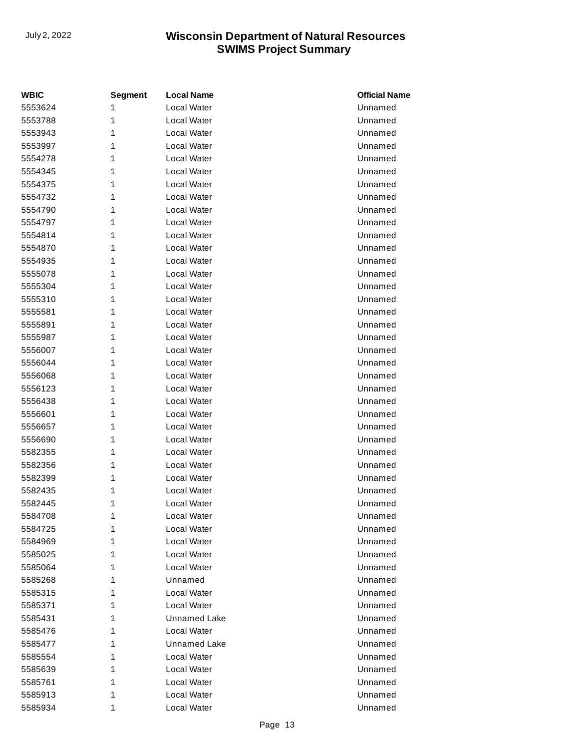| WBIC | Segment | Local Name | Official Name |
|---|---|---|---|
| 5553624 | 1 | Local Water | Unnamed |
| 5553788 | 1 | Local Water | Unnamed |
| 5553943 | 1 | Local Water | Unnamed |
| 5553997 | 1 | Local Water | Unnamed |
| 5554278 | 1 | Local Water | Unnamed |
| 5554345 | 1 | Local Water | Unnamed |
| 5554375 | 1 | Local Water | Unnamed |
| 5554732 | 1 | Local Water | Unnamed |
| 5554790 | 1 | Local Water | Unnamed |
| 5554797 | 1 | Local Water | Unnamed |
| 5554814 | 1 | Local Water | Unnamed |
| 5554870 | 1 | Local Water | Unnamed |
| 5554935 | 1 | Local Water | Unnamed |
| 5555078 | 1 | Local Water | Unnamed |
| 5555304 | 1 | Local Water | Unnamed |
| 5555310 | 1 | Local Water | Unnamed |
| 5555581 | 1 | Local Water | Unnamed |
| 5555891 | 1 | Local Water | Unnamed |
| 5555987 | 1 | Local Water | Unnamed |
| 5556007 | 1 | Local Water | Unnamed |
| 5556044 | 1 | Local Water | Unnamed |
| 5556068 | 1 | Local Water | Unnamed |
| 5556123 | 1 | Local Water | Unnamed |
| 5556438 | 1 | Local Water | Unnamed |
| 5556601 | 1 | Local Water | Unnamed |
| 5556657 | 1 | Local Water | Unnamed |
| 5556690 | 1 | Local Water | Unnamed |
| 5582355 | 1 | Local Water | Unnamed |
| 5582356 | 1 | Local Water | Unnamed |
| 5582399 | 1 | Local Water | Unnamed |
| 5582435 | 1 | Local Water | Unnamed |
| 5582445 | 1 | Local Water | Unnamed |
| 5584708 | 1 | Local Water | Unnamed |
| 5584725 | 1 | Local Water | Unnamed |
| 5584969 | 1 | Local Water | Unnamed |
| 5585025 | 1 | Local Water | Unnamed |
| 5585064 | 1 | Local Water | Unnamed |
| 5585268 | 1 | Unnamed | Unnamed |
| 5585315 | 1 | Local Water | Unnamed |
| 5585371 | 1 | Local Water | Unnamed |
| 5585431 | 1 | Unnamed Lake | Unnamed |
| 5585476 | 1 | Local Water | Unnamed |
| 5585477 | 1 | Unnamed Lake | Unnamed |
| 5585554 | 1 | Local Water | Unnamed |
| 5585639 | 1 | Local Water | Unnamed |
| 5585761 | 1 | Local Water | Unnamed |
| 5585913 | 1 | Local Water | Unnamed |
| 5585934 | 1 | Local Water | Unnamed |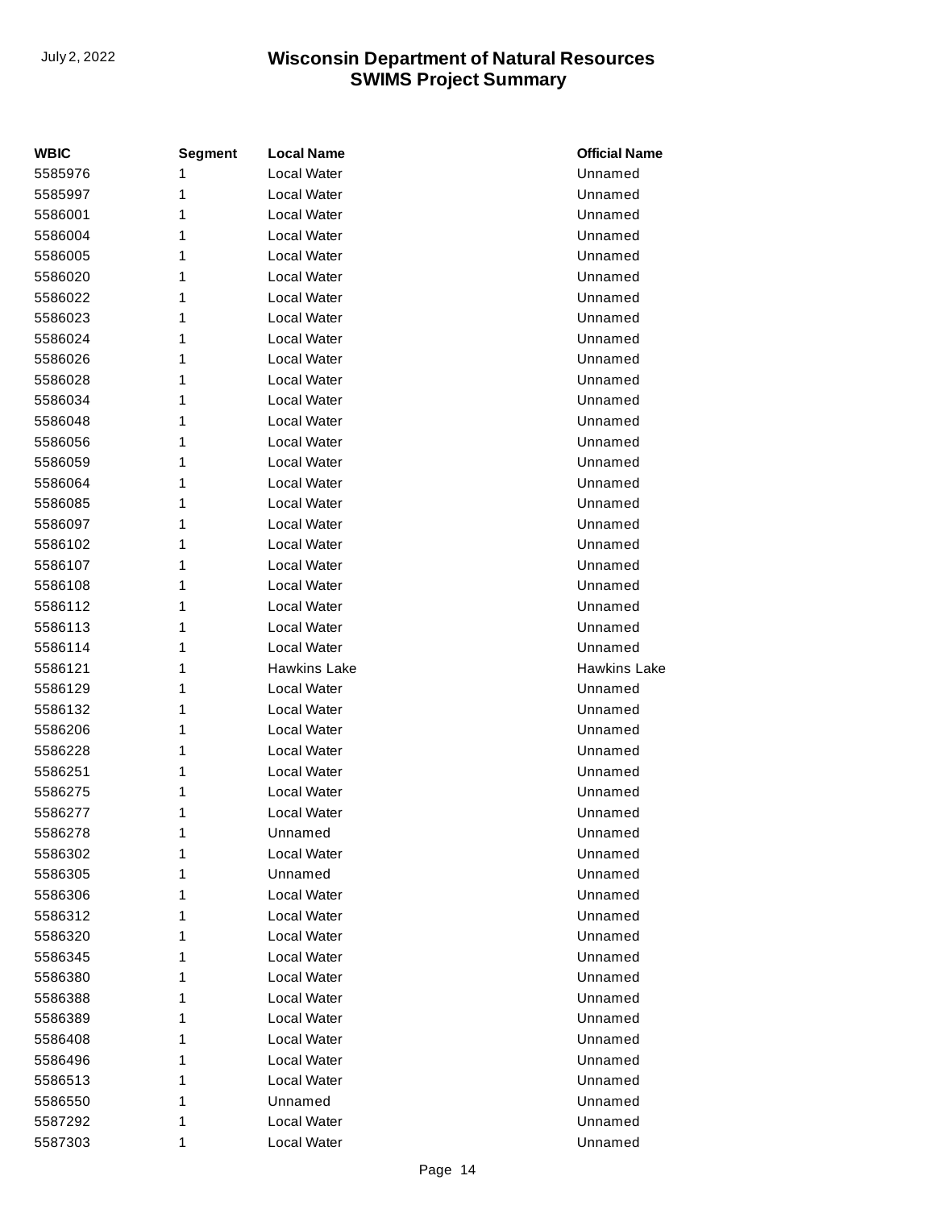| WBIC | Segment | Local Name | Official Name |
|---|---|---|---|
| 5585976 | 1 | Local Water | Unnamed |
| 5585997 | 1 | Local Water | Unnamed |
| 5586001 | 1 | Local Water | Unnamed |
| 5586004 | 1 | Local Water | Unnamed |
| 5586005 | 1 | Local Water | Unnamed |
| 5586020 | 1 | Local Water | Unnamed |
| 5586022 | 1 | Local Water | Unnamed |
| 5586023 | 1 | Local Water | Unnamed |
| 5586024 | 1 | Local Water | Unnamed |
| 5586026 | 1 | Local Water | Unnamed |
| 5586028 | 1 | Local Water | Unnamed |
| 5586034 | 1 | Local Water | Unnamed |
| 5586048 | 1 | Local Water | Unnamed |
| 5586056 | 1 | Local Water | Unnamed |
| 5586059 | 1 | Local Water | Unnamed |
| 5586064 | 1 | Local Water | Unnamed |
| 5586085 | 1 | Local Water | Unnamed |
| 5586097 | 1 | Local Water | Unnamed |
| 5586102 | 1 | Local Water | Unnamed |
| 5586107 | 1 | Local Water | Unnamed |
| 5586108 | 1 | Local Water | Unnamed |
| 5586112 | 1 | Local Water | Unnamed |
| 5586113 | 1 | Local Water | Unnamed |
| 5586114 | 1 | Local Water | Unnamed |
| 5586121 | 1 | Hawkins Lake | Hawkins Lake |
| 5586129 | 1 | Local Water | Unnamed |
| 5586132 | 1 | Local Water | Unnamed |
| 5586206 | 1 | Local Water | Unnamed |
| 5586228 | 1 | Local Water | Unnamed |
| 5586251 | 1 | Local Water | Unnamed |
| 5586275 | 1 | Local Water | Unnamed |
| 5586277 | 1 | Local Water | Unnamed |
| 5586278 | 1 | Unnamed | Unnamed |
| 5586302 | 1 | Local Water | Unnamed |
| 5586305 | 1 | Unnamed | Unnamed |
| 5586306 | 1 | Local Water | Unnamed |
| 5586312 | 1 | Local Water | Unnamed |
| 5586320 | 1 | Local Water | Unnamed |
| 5586345 | 1 | Local Water | Unnamed |
| 5586380 | 1 | Local Water | Unnamed |
| 5586388 | 1 | Local Water | Unnamed |
| 5586389 | 1 | Local Water | Unnamed |
| 5586408 | 1 | Local Water | Unnamed |
| 5586496 | 1 | Local Water | Unnamed |
| 5586513 | 1 | Local Water | Unnamed |
| 5586550 | 1 | Unnamed | Unnamed |
| 5587292 | 1 | Local Water | Unnamed |
| 5587303 | 1 | Local Water | Unnamed |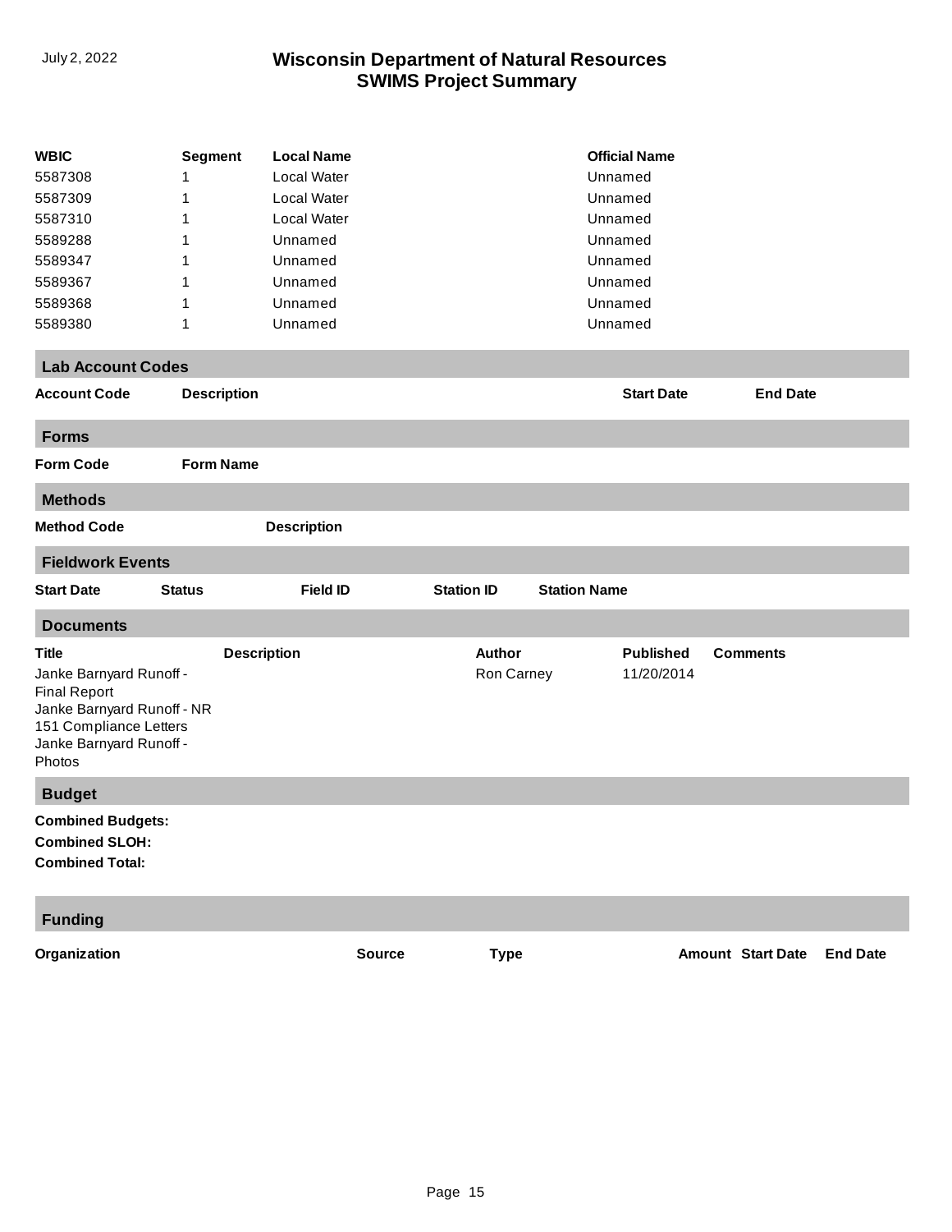| WBIC | Segment | Local Name | Official Name |
|---|---|---|---|
| 5587308 | 1 | Local Water | Unnamed |
| 5587309 | 1 | Local Water | Unnamed |
| 5587310 | 1 | Local Water | Unnamed |
| 5589288 | 1 | Unnamed | Unnamed |
| 5589347 | 1 | Unnamed | Unnamed |
| 5589367 | 1 | Unnamed | Unnamed |
| 5589368 | 1 | Unnamed | Unnamed |
| 5589380 | 1 | Unnamed | Unnamed |

## Lab Account Codes

| Account Code | Description | Start Date | End Date |
|---|---|---|---|

## Forms

| Form Code | Form Name |
|---|---|

## Methods

| Method Code | Description |
|---|---|

## Fieldwork Events

| Start Date | Status | Field ID | Station ID | Station Name |
|---|---|---|---|---|

## Documents

| Title | Description | Author | Published | Comments |
|---|---|---|---|---|
| Janke Barnyard Runoff - Final Report | | Ron Carney | 11/20/2014 | |
| Janke Barnyard Runoff - NR 151 Compliance Letters | | | | |
| Janke Barnyard Runoff - Photos | | | | |

## Budget

**Combined Budgets:**

**Combined SLOH:**

**Combined Total:**

## Funding

| Organization | Source | Type | Amount | Start Date | End Date |
|---|---|---|---|---|---|